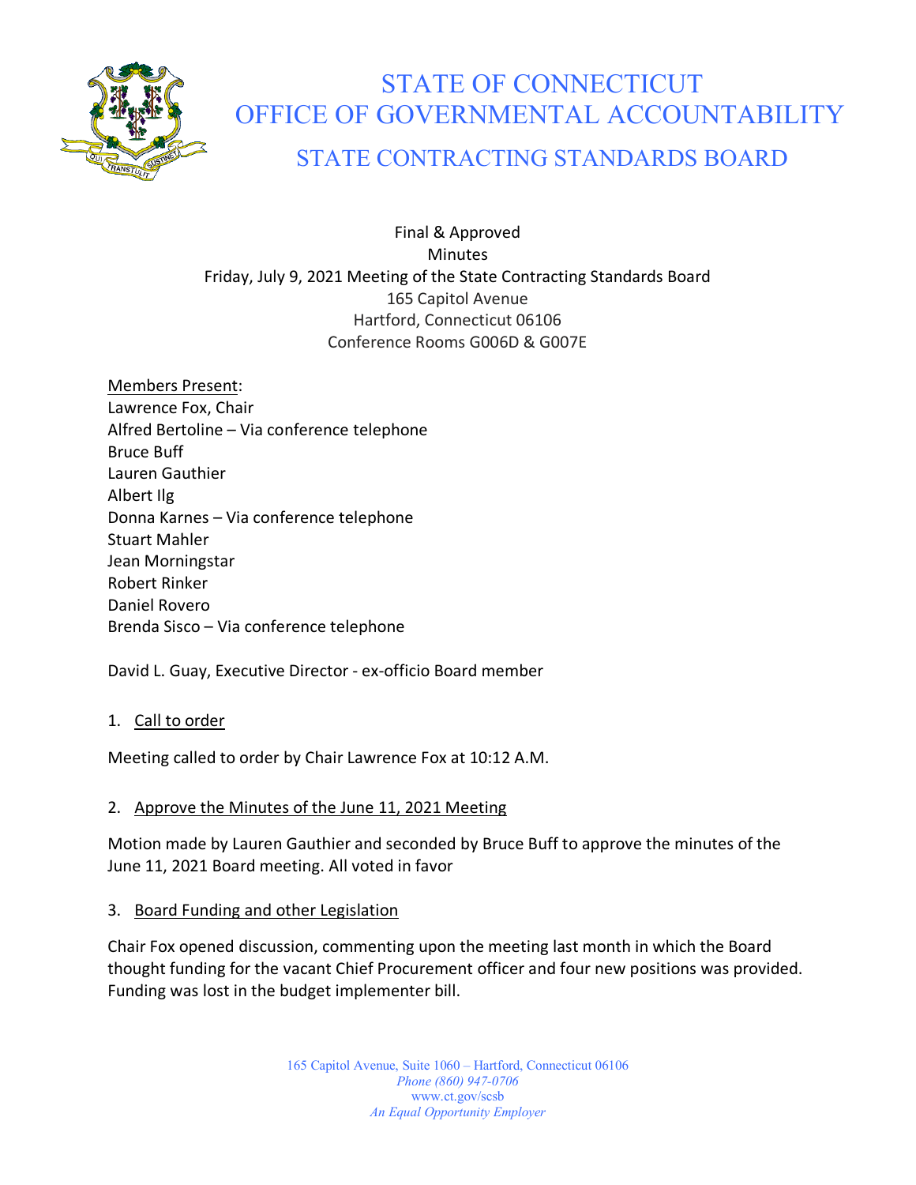# STATE OF CONNECTICUT
# OFFICE OF GOVERNMENTAL ACCOUNTABILITY
## STATE CONTRACTING STANDARDS BOARD

Final & Approved
Minutes
Friday, July 9, 2021 Meeting of the State Contracting Standards Board
165 Capitol Avenue
Hartford, Connecticut 06106
Conference Rooms G006D & G007E

Members Present:
Lawrence Fox, Chair
Alfred Bertoline – Via conference telephone
Bruce Buff
Lauren Gauthier
Albert Ilg
Donna Karnes – Via conference telephone
Stuart Mahler
Jean Morningstar
Robert Rinker
Daniel Rovero
Brenda Sisco – Via conference telephone

David L. Guay, Executive Director - ex-officio Board member

1. Call to order

Meeting called to order by Chair Lawrence Fox at 10:12 A.M.

2. Approve the Minutes of the June 11, 2021 Meeting

Motion made by Lauren Gauthier and seconded by Bruce Buff to approve the minutes of the June 11, 2021 Board meeting. All voted in favor

3. Board Funding and other Legislation

Chair Fox opened discussion, commenting upon the meeting last month in which the Board thought funding for the vacant Chief Procurement officer and four new positions was provided. Funding was lost in the budget implementer bill.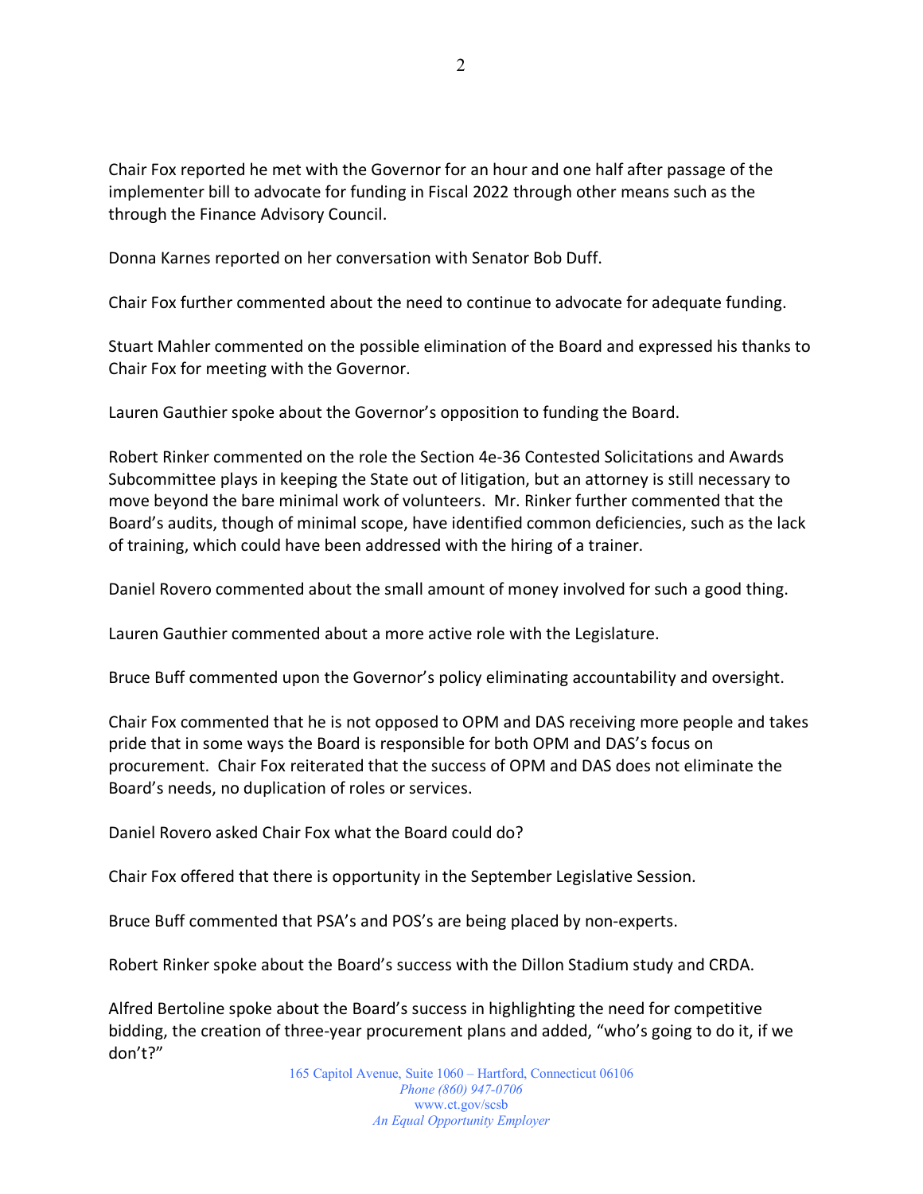Chair Fox reported he met with the Governor for an hour and one half after passage of the implementer bill to advocate for funding in Fiscal 2022 through other means such as the through the Finance Advisory Council.

Donna Karnes reported on her conversation with Senator Bob Duff.

Chair Fox further commented about the need to continue to advocate for adequate funding.

Stuart Mahler commented on the possible elimination of the Board and expressed his thanks to Chair Fox for meeting with the Governor.

Lauren Gauthier spoke about the Governor's opposition to funding the Board.

Robert Rinker commented on the role the Section 4e-36 Contested Solicitations and Awards Subcommittee plays in keeping the State out of litigation, but an attorney is still necessary to move beyond the bare minimal work of volunteers. Mr. Rinker further commented that the Board's audits, though of minimal scope, have identified common deficiencies, such as the lack of training, which could have been addressed with the hiring of a trainer.

Daniel Rovero commented about the small amount of money involved for such a good thing.

Lauren Gauthier commented about a more active role with the Legislature.

Bruce Buff commented upon the Governor's policy eliminating accountability and oversight.

Chair Fox commented that he is not opposed to OPM and DAS receiving more people and takes pride that in some ways the Board is responsible for both OPM and DAS's focus on procurement. Chair Fox reiterated that the success of OPM and DAS does not eliminate the Board's needs, no duplication of roles or services.

Daniel Rovero asked Chair Fox what the Board could do?

Chair Fox offered that there is opportunity in the September Legislative Session.

Bruce Buff commented that PSA's and POS's are being placed by non-experts.

Robert Rinker spoke about the Board's success with the Dillon Stadium study and CRDA.

Alfred Bertoline spoke about the Board's success in highlighting the need for competitive bidding, the creation of three-year procurement plans and added, "who's going to do it, if we don't?"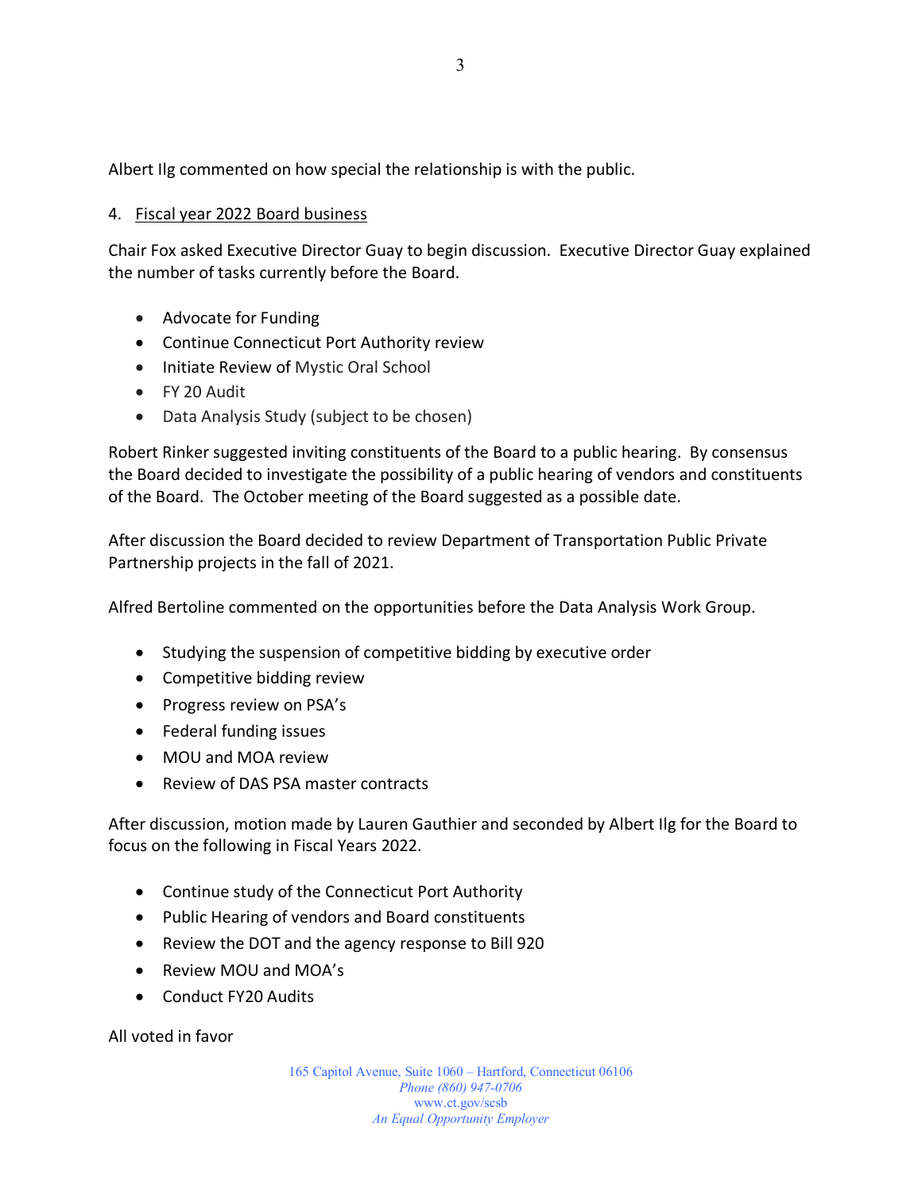Albert Ilg commented on how special the relationship is with the public.

4. <u>Fiscal year 2022 Board business</u>

Chair Fox asked Executive Director Guay to begin discussion. Executive Director Guay explained the number of tasks currently before the Board.

- Advocate for Funding
- Continue Connecticut Port Authority review
- Initiate Review of Mystic Oral School
- FY 20 Audit
- Data Analysis Study (subject to be chosen)

Robert Rinker suggested inviting constituents of the Board to a public hearing. By consensus the Board decided to investigate the possibility of a public hearing of vendors and constituents of the Board. The October meeting of the Board suggested as a possible date.

After discussion the Board decided to review Department of Transportation Public Private Partnership projects in the fall of 2021.

Alfred Bertoline commented on the opportunities before the Data Analysis Work Group.

- Studying the suspension of competitive bidding by executive order
- Competitive bidding review
- Progress review on PSA's
- Federal funding issues
- MOU and MOA review
- Review of DAS PSA master contracts

After discussion, motion made by Lauren Gauthier and seconded by Albert Ilg for the Board to focus on the following in Fiscal Years 2022.

- Continue study of the Connecticut Port Authority
- Public Hearing of vendors and Board constituents
- Review the DOT and the agency response to Bill 920
- Review MOU and MOA's
- Conduct FY20 Audits

All voted in favor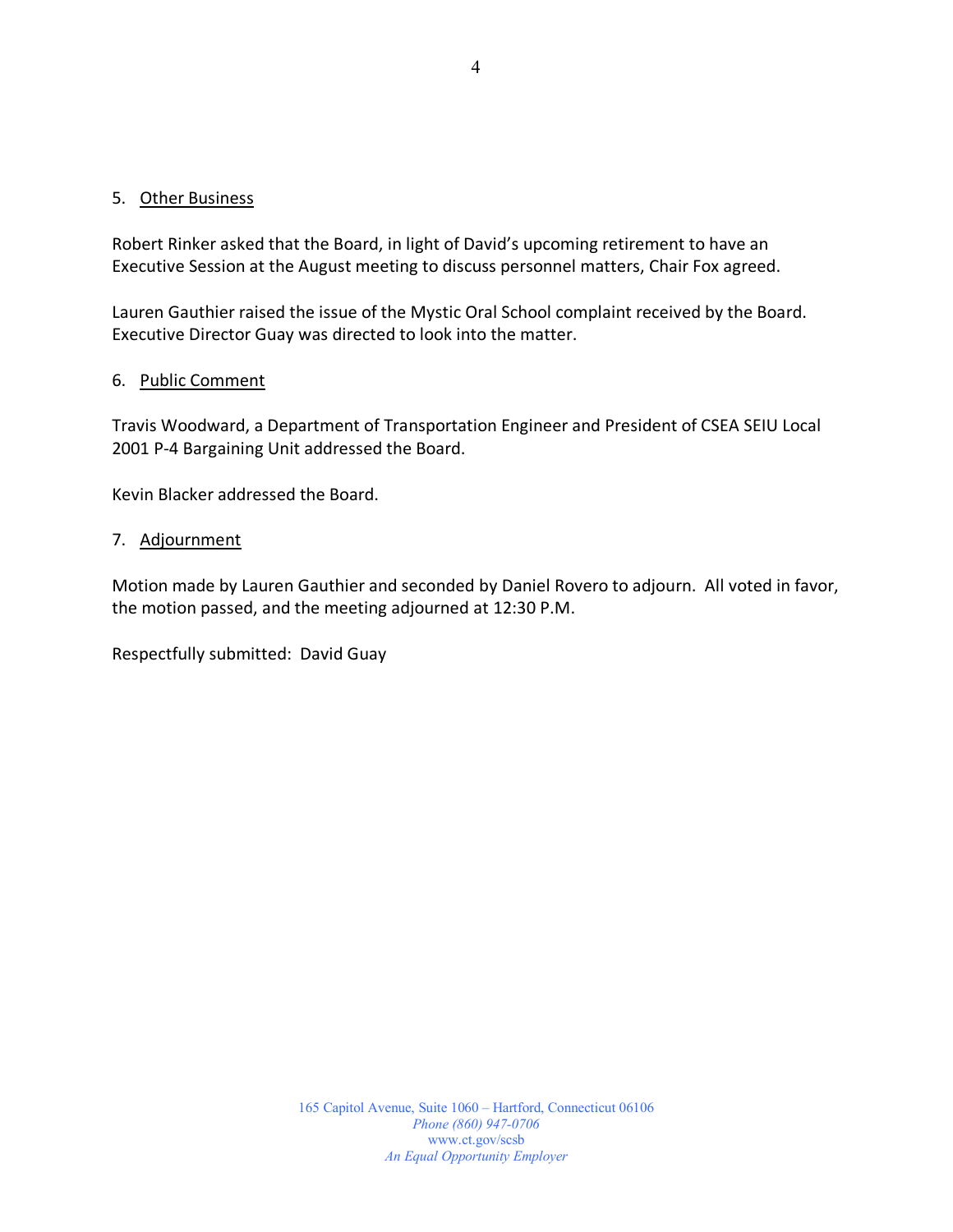5. <u>Other Business</u>

Robert Rinker asked that the Board, in light of David's upcoming retirement to have an Executive Session at the August meeting to discuss personnel matters, Chair Fox agreed.

Lauren Gauthier raised the issue of the Mystic Oral School complaint received by the Board. Executive Director Guay was directed to look into the matter.

6. <u>Public Comment</u>

Travis Woodward, a Department of Transportation Engineer and President of CSEA SEIU Local 2001 P-4 Bargaining Unit addressed the Board.

Kevin Blacker addressed the Board.

7. <u>Adjournment</u>

Motion made by Lauren Gauthier and seconded by Daniel Rovero to adjourn. All voted in favor, the motion passed, and the meeting adjourned at 12:30 P.M.

Respectfully submitted: David Guay

165 Capitol Avenue, Suite 1060 – Hartford, Connecticut 06106
*Phone (860) 947-0706*
www.ct.gov/scsb
*An Equal Opportunity Employer*